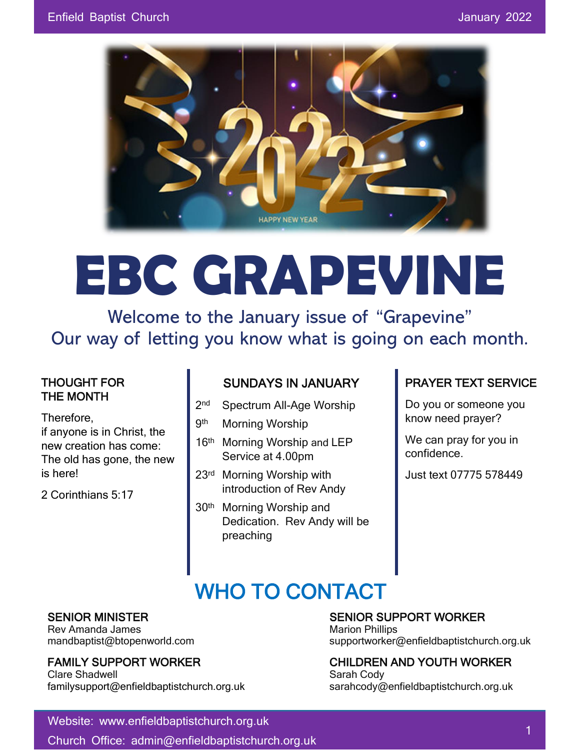# EBC GRAPEVINE

Welcome to the January issue of "Grapevine"
Our way of letting you know what is going on each month.

## THOUGHT FOR THE MONTH

Therefore,
if anyone is in Christ, the new creation has come:
The old has gone, the new is here!

2 Corinthians 5:17

## SUNDAYS IN JANUARY

- 2nd Spectrum All-Age Worship
- 9th Morning Worship
- 16th Morning Worship and LEP Service at 4.00pm
- 23rd Morning Worship with introduction of Rev Andy
- 30th Morning Worship and Dedication. Rev Andy will be preaching

## PRAYER TEXT SERVICE

Do you or someone you know need prayer?

We can pray for you in confidence.

Just text 07775 578449

## WHO TO CONTACT

**SENIOR MINISTER**
Rev Amanda James
mandbaptist@btopenworld.com

**FAMILY SUPPORT WORKER**
Clare Shadwell
familysupport@enfieldbaptistchurch.org.uk

**SENIOR SUPPORT WORKER**
Marion Phillips
supportworker@enfieldbaptistchurch.org.uk

**CHILDREN AND YOUTH WORKER**
Sarah Cody
sarahcody@enfieldbaptistchurch.org.uk

Website: www.enfieldbaptistchurch.org.uk
Church Office: admin@enfieldbaptistchurch.org.uk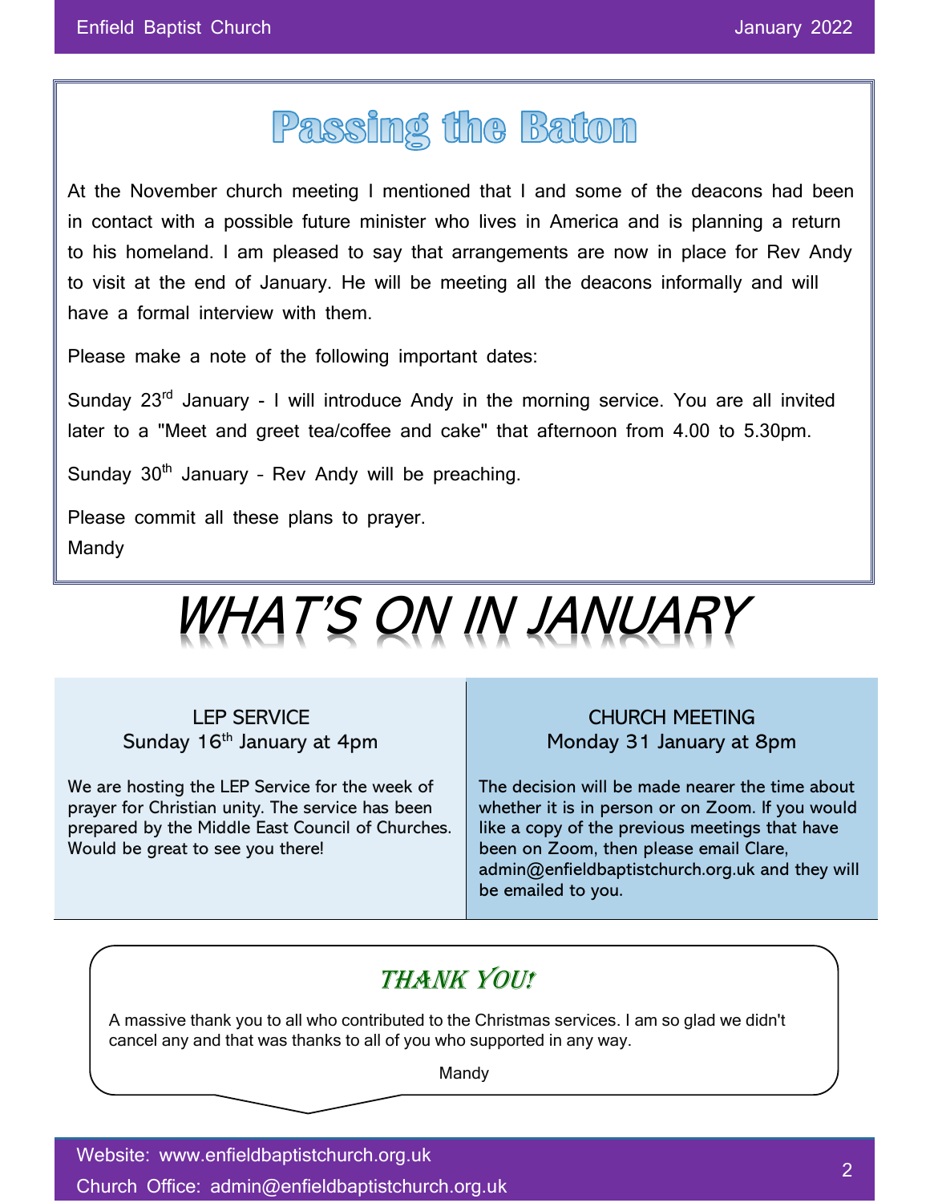# Passing the Baton

At the November church meeting I mentioned that I and some of the deacons had been in contact with a possible future minister who lives in America and is planning a return to his homeland. I am pleased to say that arrangements are now in place for Rev Andy to visit at the end of January. He will be meeting all the deacons informally and will have a formal interview with them.

Please make a note of the following important dates:

Sunday 23rd January - I will introduce Andy in the morning service. You are all invited later to a "Meet and greet tea/coffee and cake" that afternoon from 4.00 to 5.30pm.

Sunday 30th January – Rev Andy will be preaching.

Please commit all these plans to prayer.
Mandy

# *WHAT'S ON IN JANUARY*

## LEP SERVICE
### Sunday 16th January at 4pm

We are hosting the LEP Service for the week of prayer for Christian unity. The service has been prepared by the Middle East Council of Churches. Would be great to see you there!

## CHURCH MEETING
### Monday 31 January at 8pm

The decision will be made nearer the time about whether it is in person or on Zoom. If you would like a copy of the previous meetings that have been on Zoom, then please email Clare, admin@enfieldbaptistchurch.org.uk and they will be emailed to you.

## *THANK YOU!*

A massive thank you to all who contributed to the Christmas services. I am so glad we didn't cancel any and that was thanks to all of you who supported in any way.

Mandy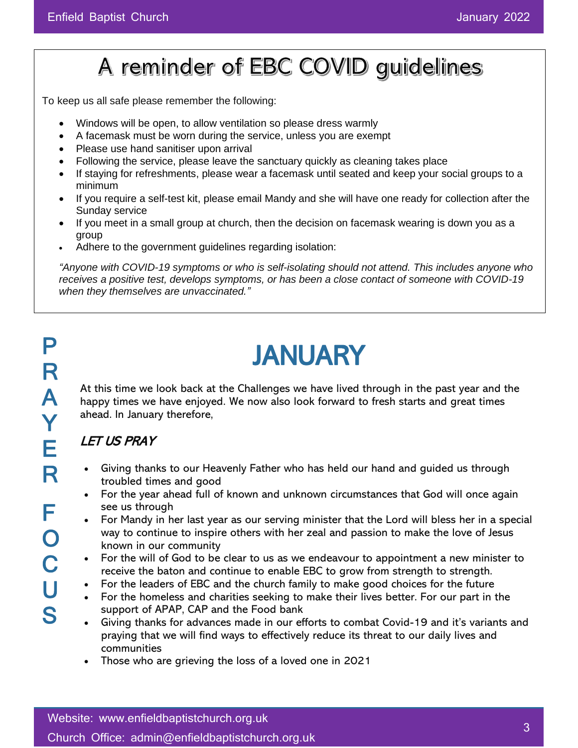# A reminder of EBC COVID guidelines

To keep us all safe please remember the following:

- Windows will be open, to allow ventilation so please dress warmly
- A facemask must be worn during the service, unless you are exempt
- Please use hand sanitiser upon arrival
- Following the service, please leave the sanctuary quickly as cleaning takes place
- If staying for refreshments, please wear a facemask until seated and keep your social groups to a minimum
- If you require a self-test kit, please email Mandy and she will have one ready for collection after the Sunday service
- If you meet in a small group at church, then the decision on facemask wearing is down you as a group
- Adhere to the government guidelines regarding isolation:

*"Anyone with COVID-19 symptoms or who is self-isolating should not attend. This includes anyone who receives a positive test, develops symptoms, or has been a close contact of someone with COVID-19 when they themselves are unvaccinated."*

PRAYER FOCUS

# JANUARY

At this time we look back at the Challenges we have lived through in the past year and the happy times we have enjoyed. We now also look forward to fresh starts and great times ahead. In January therefore,

### *LET US PRAY*

- Giving thanks to our Heavenly Father who has held our hand and guided us through troubled times and good
- For the year ahead full of known and unknown circumstances that God will once again see us through
- For Mandy in her last year as our serving minister that the Lord will bless her in a special way to continue to inspire others with her zeal and passion to make the love of Jesus known in our community
- For the will of God to be clear to us as we endeavour to appointment a new minister to receive the baton and continue to enable EBC to grow from strength to strength.
- For the leaders of EBC and the church family to make good choices for the future
- For the homeless and charities seeking to make their lives better. For our part in the support of APAP, CAP and the Food bank
- Giving thanks for advances made in our efforts to combat Covid-19 and it's variants and praying that we will find ways to effectively reduce its threat to our daily lives and communities
- Those who are grieving the loss of a loved one in 2021